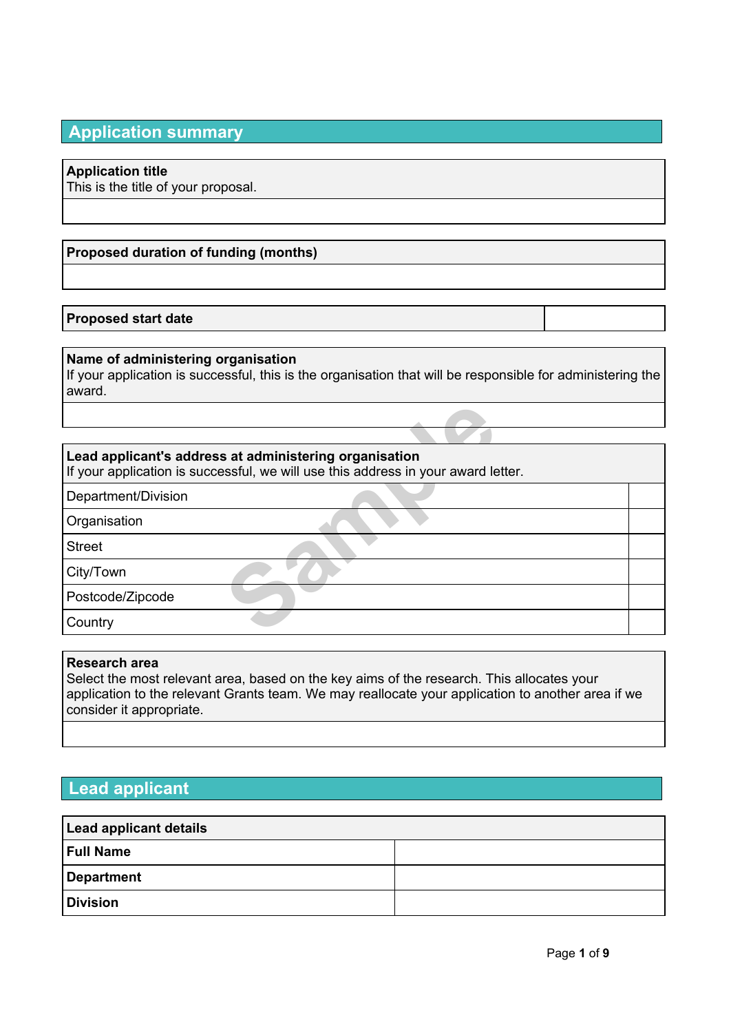## Application summary

| **Application title**<br>This is the title of your proposal. |
|---|
| |

| **Proposed duration of funding (months)** |
|---|
| |

| **Proposed start date** | |
|---|---|

| **Name of administering organisation**<br>If your application is successful, this is the organisation that will be responsible for administering the award. |
|---|
| |

| **Lead applicant's address at administering organisation**<br>If your application is successful, we will use this address in your award letter. | |
|---|---|
| Department/Division | |
| Organisation | |
| Street | |
| City/Town | |
| Postcode/Zipcode | |
| Country | |

| **Research area**<br>Select the most relevant area, based on the key aims of the research. This allocates your application to the relevant Grants team. We may reallocate your application to another area if we consider it appropriate. |
|---|
| |

## Lead applicant

| **Lead applicant details** | |
|---|---|
| **Full Name** | |
| **Department** | |
| **Division** | |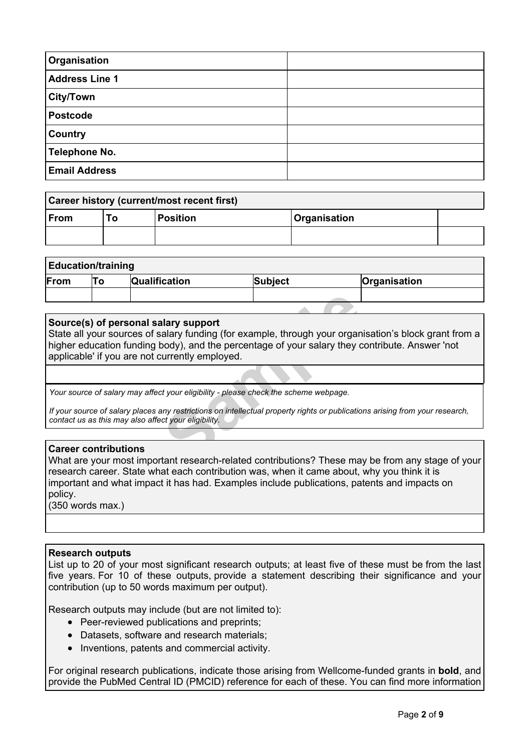| Organisation | |
|---|---|
| Address Line 1 | |
| City/Town | |
| Postcode | |
| Country | |
| Telephone No. | |
| Email Address | |

**Career history (current/most recent first)**

| From | To | Position | Organisation | |
|---|---|---|---|---|
| | | | | |

**Education/training**

| From | To | Qualification | Subject | Organisation |
|---|---|---|---|---|
| | | | | |

**Source(s) of personal salary support**

State all your sources of salary funding (for example, through your organisation's block grant from a higher education funding body), and the percentage of your salary they contribute. Answer 'not applicable' if you are not currently employed.

*Your source of salary may affect your eligibility - please check the scheme webpage.*

*If your source of salary places any restrictions on intellectual property rights or publications arising from your research, contact us as this may also affect your eligibility.*

**Career contributions**

What are your most important research-related contributions? These may be from any stage of your research career. State what each contribution was, when it came about, why you think it is important and what impact it has had. Examples include publications, patents and impacts on policy.
(350 words max.)

**Research outputs**

List up to 20 of your most significant research outputs; at least five of these must be from the last five years. For 10 of these outputs, provide a statement describing their significance and your contribution (up to 50 words maximum per output).

Research outputs may include (but are not limited to):

- Peer-reviewed publications and preprints;
- Datasets, software and research materials;
- Inventions, patents and commercial activity.

For original research publications, indicate those arising from Wellcome-funded grants in **bold**, and provide the PubMed Central ID (PMCID) reference for each of these. You can find more information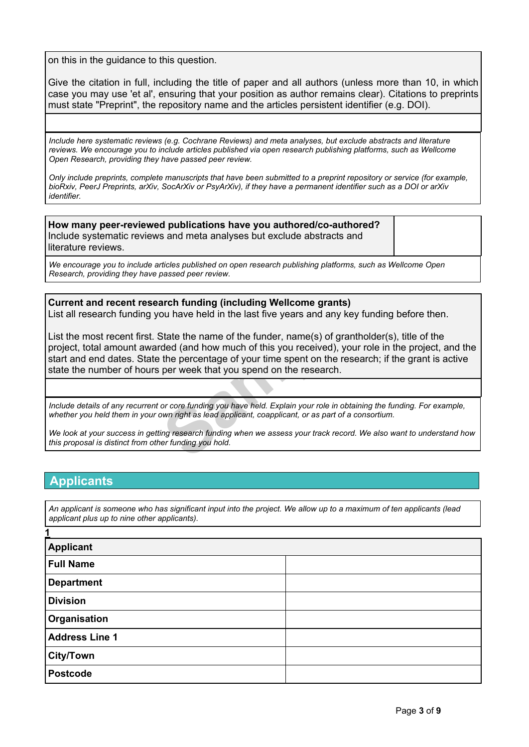on this in the guidance to this question.

Give the citation in full, including the title of paper and all authors (unless more than 10, in which case you may use 'et al', ensuring that your position as author remains clear). Citations to preprints must state "Preprint", the repository name and the articles persistent identifier (e.g. DOI).

*Include here systematic reviews (e.g. Cochrane Reviews) and meta analyses, but exclude abstracts and literature reviews. We encourage you to include articles published via open research publishing platforms, such as Wellcome Open Research, providing they have passed peer review.*

*Only include preprints, complete manuscripts that have been submitted to a preprint repository or service (for example, bioRxiv, PeerJ Preprints, arXiv, SocArXiv or PsyArXiv), if they have a permanent identifier such as a DOI or arXiv identifier.*

**How many peer-reviewed publications have you authored/co-authored?**
Include systematic reviews and meta analyses but exclude abstracts and literature reviews.

*We encourage you to include articles published on open research publishing platforms, such as Wellcome Open Research, providing they have passed peer review.*

**Current and recent research funding (including Wellcome grants)**
List all research funding you have held in the last five years and any key funding before then.

List the most recent first. State the name of the funder, name(s) of grantholder(s), title of the project, total amount awarded (and how much of this you received), your role in the project, and the start and end dates. State the percentage of your time spent on the research; if the grant is active state the number of hours per week that you spend on the research.

*Include details of any recurrent or core funding you have held. Explain your role in obtaining the funding. For example, whether you held them in your own right as lead applicant, coapplicant, or as part of a consortium.*

*We look at your success in getting research funding when we assess your track record. We also want to understand how this proposal is distinct from other funding you hold.*

## Applicants

*An applicant is someone who has significant input into the project. We allow up to a maximum of ten applicants (lead applicant plus up to nine other applicants).*

**1**

| **Applicant** | |
|---|---|
| **Full Name** | |
| **Department** | |
| **Division** | |
| **Organisation** | |
| **Address Line 1** | |
| **City/Town** | |
| **Postcode** | |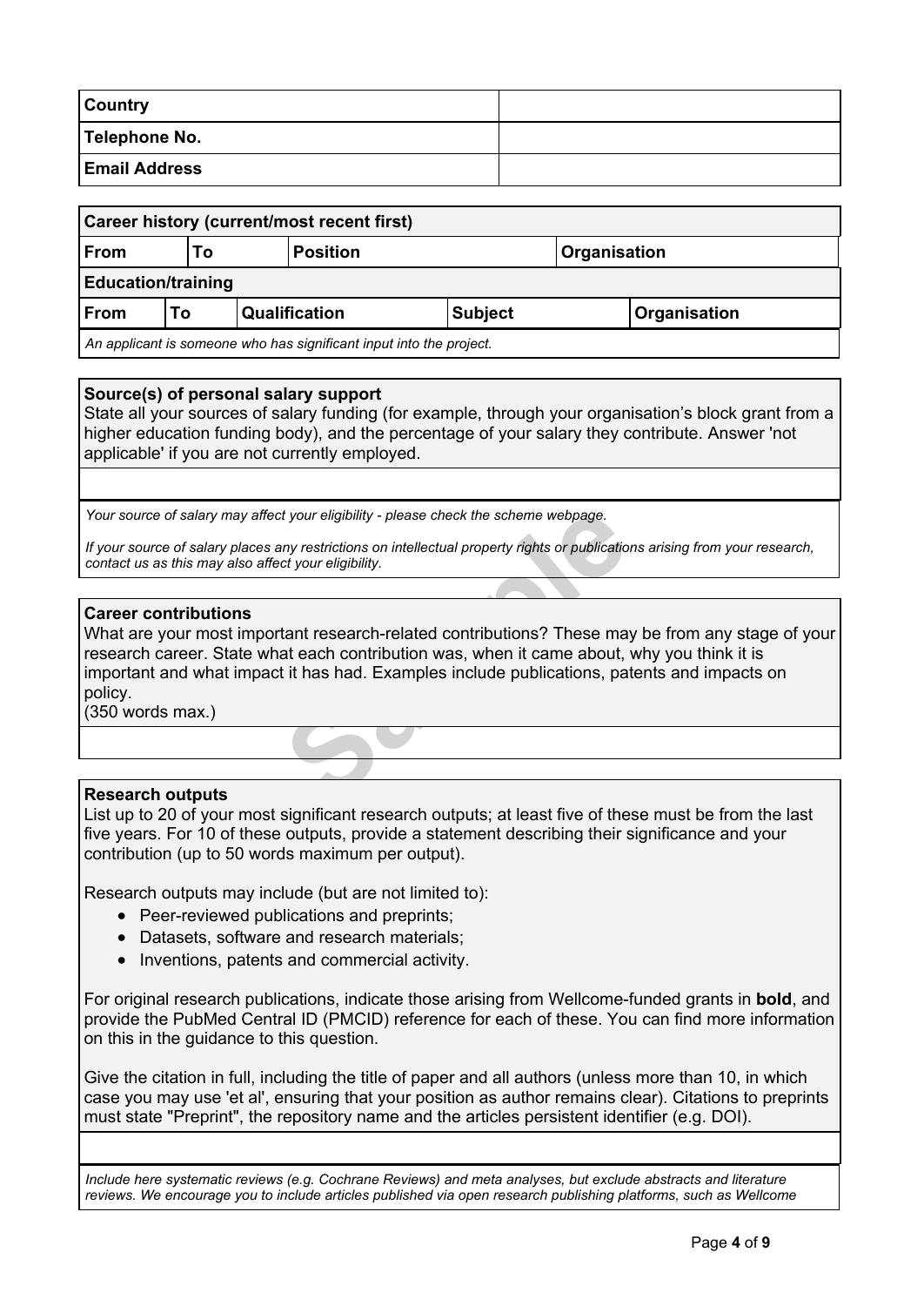| Country | |
|---|---|
| Telephone No. | |
| Email Address | |

| **Career history (current/most recent first)** | | | |
|---|---|---|---|
| **From** | **To** | **Position** | **Organisation** |

| **Education/training** | | | | |
|---|---|---|---|---|
| **From** | **To** | **Qualification** | **Subject** | **Organisation** |

*An applicant is someone who has significant input into the project.*

**Source(s) of personal salary support**

State all your sources of salary funding (for example, through your organisation's block grant from a higher education funding body), and the percentage of your salary they contribute. Answer 'not applicable' if you are not currently employed.

*Your source of salary may affect your eligibility - please check the scheme webpage.*

*If your source of salary places any restrictions on intellectual property rights or publications arising from your research, contact us as this may also affect your eligibility.*

**Career contributions**

What are your most important research-related contributions? These may be from any stage of your research career. State what each contribution was, when it came about, why you think it is important and what impact it has had. Examples include publications, patents and impacts on policy.
(350 words max.)

**Research outputs**

List up to 20 of your most significant research outputs; at least five of these must be from the last five years. For 10 of these outputs, provide a statement describing their significance and your contribution (up to 50 words maximum per output).

Research outputs may include (but are not limited to):

- Peer-reviewed publications and preprints;
- Datasets, software and research materials;
- Inventions, patents and commercial activity.

For original research publications, indicate those arising from Wellcome-funded grants in **bold**, and provide the PubMed Central ID (PMCID) reference for each of these. You can find more information on this in the guidance to this question.

Give the citation in full, including the title of paper and all authors (unless more than 10, in which case you may use 'et al', ensuring that your position as author remains clear). Citations to preprints must state "Preprint", the repository name and the articles persistent identifier (e.g. DOI).

*Include here systematic reviews (e.g. Cochrane Reviews) and meta analyses, but exclude abstracts and literature reviews. We encourage you to include articles published via open research publishing platforms, such as Wellcome*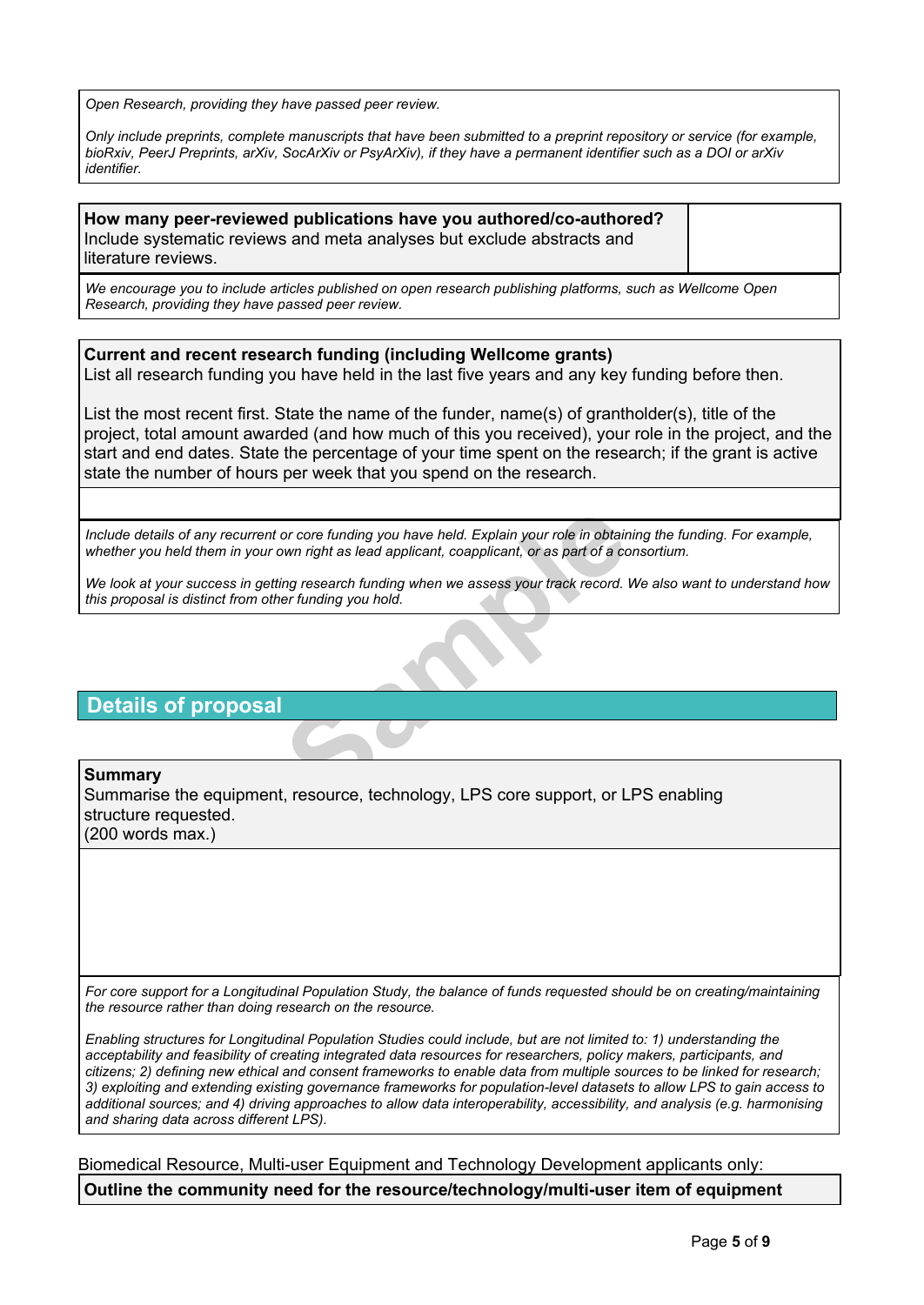*Open Research, providing they have passed peer review.*

*Only include preprints, complete manuscripts that have been submitted to a preprint repository or service (for example, bioRxiv, PeerJ Preprints, arXiv, SocArXiv or PsyArXiv), if they have a permanent identifier such as a DOI or arXiv identifier.*

| **How many peer-reviewed publications have you authored/co-authored?** Include systematic reviews and meta analyses but exclude abstracts and literature reviews. | |
|---|---|

*We encourage you to include articles published on open research publishing platforms, such as Wellcome Open Research, providing they have passed peer review.*

**Current and recent research funding (including Wellcome grants)**
List all research funding you have held in the last five years and any key funding before then.

List the most recent first. State the name of the funder, name(s) of grantholder(s), title of the project, total amount awarded (and how much of this you received), your role in the project, and the start and end dates. State the percentage of your time spent on the research; if the grant is active state the number of hours per week that you spend on the research.

*Include details of any recurrent or core funding you have held. Explain your role in obtaining the funding. For example, whether you held them in your own right as lead applicant, coapplicant, or as part of a consortium.*

*We look at your success in getting research funding when we assess your track record. We also want to understand how this proposal is distinct from other funding you hold.*

## Details of proposal

**Summary**
Summarise the equipment, resource, technology, LPS core support, or LPS enabling structure requested.
(200 words max.)

*For core support for a Longitudinal Population Study, the balance of funds requested should be on creating/maintaining the resource rather than doing research on the resource.*

*Enabling structures for Longitudinal Population Studies could include, but are not limited to: 1) understanding the acceptability and feasibility of creating integrated data resources for researchers, policy makers, participants, and citizens; 2) defining new ethical and consent frameworks to enable data from multiple sources to be linked for research; 3) exploiting and extending existing governance frameworks for population-level datasets to allow LPS to gain access to additional sources; and 4) driving approaches to allow data interoperability, accessibility, and analysis (e.g. harmonising and sharing data across different LPS).*

Biomedical Resource, Multi-user Equipment and Technology Development applicants only:

**Outline the community need for the resource/technology/multi-user item of equipment**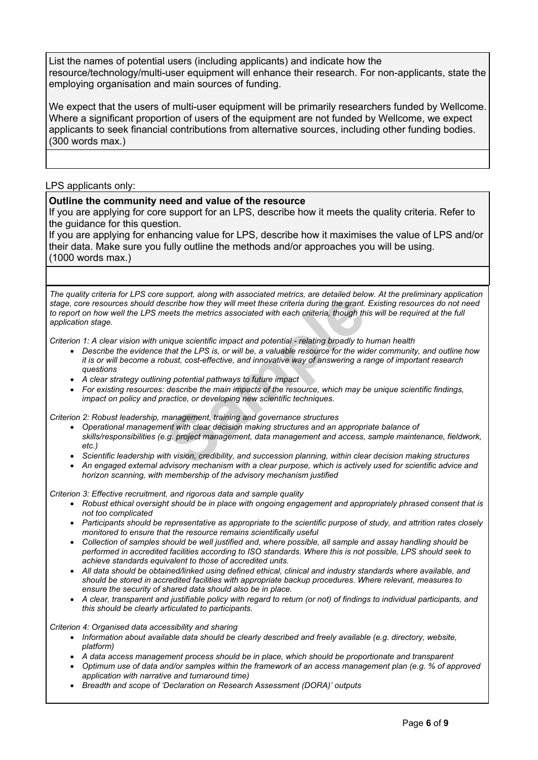List the names of potential users (including applicants) and indicate how the resource/technology/multi-user equipment will enhance their research. For non-applicants, state the employing organisation and main sources of funding.

We expect that the users of multi-user equipment will be primarily researchers funded by Wellcome. Where a significant proportion of users of the equipment are not funded by Wellcome, we expect applicants to seek financial contributions from alternative sources, including other funding bodies. (300 words max.)

LPS applicants only:

**Outline the community need and value of the resource**

If you are applying for core support for an LPS, describe how it meets the quality criteria. Refer to the guidance for this question.

If you are applying for enhancing value for LPS, describe how it maximises the value of LPS and/or their data. Make sure you fully outline the methods and/or approaches you will be using. (1000 words max.)

*The quality criteria for LPS core support, along with associated metrics, are detailed below. At the preliminary application stage, core resources should describe how they will meet these criteria during the grant. Existing resources do not need to report on how well the LPS meets the metrics associated with each criiteria, though this will be required at the full application stage.*

*Criterion 1: A clear vision with unique scientific impact and potential - relating broadly to human health*

- *Describe the evidence that the LPS is, or will be, a valuable resource for the wider community, and outline how it is or will become a robust, cost-effective, and innovative way of answering a range of important research questions*
- *A clear strategy outlining potential pathways to future impact*
- *For existing resources: describe the main impacts of the resource, which may be unique scientific findings, impact on policy and practice, or developing new scientific techniques.*

*Criterion 2: Robust leadership, management, training and governance structures*

- *Operational management with clear decision making structures and an appropriate balance of skills/responsibilities (e.g. project management, data management and access, sample maintenance, fieldwork, etc.)*
- *Scientific leadership with vision, credibility, and succession planning, within clear decision making structures*
- *An engaged external advisory mechanism with a clear purpose, which is actively used for scientific advice and horizon scanning, with membership of the advisory mechanism justified*

*Criterion 3: Effective recruitment, and rigorous data and sample quality*

- *Robust ethical oversight should be in place with ongoing engagement and appropriately phrased consent that is not too complicated*
- *Participants should be representative as appropriate to the scientific purpose of study, and attrition rates closely monitored to ensure that the resource remains scientifically useful*
- *Collection of samples should be well justified and, where possible, all sample and assay handling should be performed in accredited facilities according to ISO standards. Where this is not possible, LPS should seek to achieve standards equivalent to those of accredited units.*
- *All data should be obtained/linked using defined ethical, clinical and industry standards where available, and should be stored in accredited facilities with appropriate backup procedures. Where relevant, measures to ensure the security of shared data should also be in place.*
- *A clear, transparent and justifiable policy with regard to return (or not) of findings to individual participants, and this should be clearly articulated to participants.*

*Criterion 4: Organised data accessibility and sharing*

- *Information about available data should be clearly described and freely available (e.g. directory, website, platform)*
- *A data access management process should be in place, which should be proportionate and transparent*
- *Optimum use of data and/or samples within the framework of an access management plan (e.g. % of approved application with narrative and turnaround time)*
- *Breadth and scope of 'Declaration on Research Assessment (DORA)' outputs*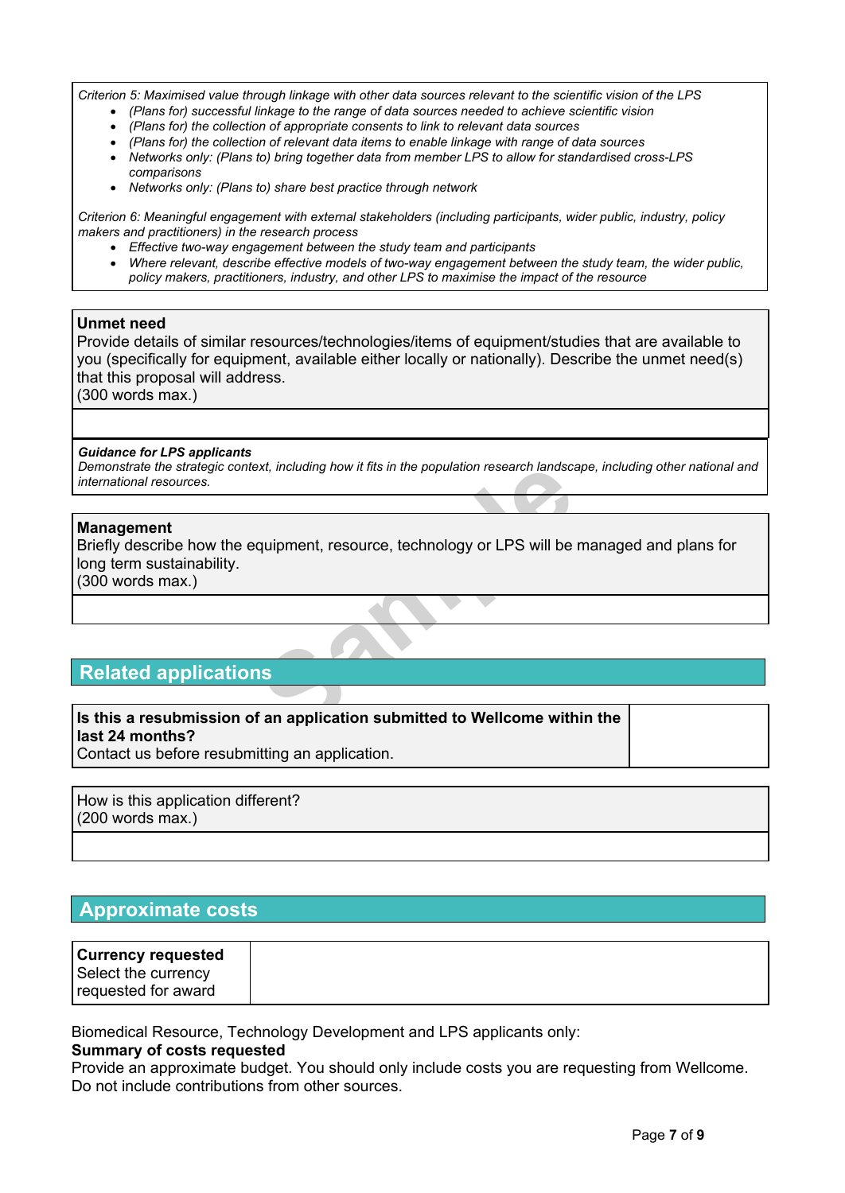*Criterion 5: Maximised value through linkage with other data sources relevant to the scientific vision of the LPS*

- *(Plans for) successful linkage to the range of data sources needed to achieve scientific vision*
- *(Plans for) the collection of appropriate consents to link to relevant data sources*
- *(Plans for) the collection of relevant data items to enable linkage with range of data sources*
- *Networks only: (Plans to) bring together data from member LPS to allow for standardised cross-LPS comparisons*
- *Networks only: (Plans to) share best practice through network*

*Criterion 6: Meaningful engagement with external stakeholders (including participants, wider public, industry, policy makers and practitioners) in the research process*

- *Effective two-way engagement between the study team and participants*
- *Where relevant, describe effective models of two-way engagement between the study team, the wider public, policy makers, practitioners, industry, and other LPS to maximise the impact of the resource*

**Unmet need**
Provide details of similar resources/technologies/items of equipment/studies that are available to you (specifically for equipment, available either locally or nationally). Describe the unmet need(s) that this proposal will address.
(300 words max.)

***Guidance for LPS applicants***
*Demonstrate the strategic context, including how it fits in the population research landscape, including other national and international resources.*

**Management**
Briefly describe how the equipment, resource, technology or LPS will be managed and plans for long term sustainability.
(300 words max.)

## Related applications

| **Is this a resubmission of an application submitted to Wellcome within the last 24 months?** Contact us before resubmitting an application. | |
|---|---|

How is this application different?
(200 words max.)

## Approximate costs

| **Currency requested** Select the currency requested for award | |
|---|---|

Biomedical Resource, Technology Development and LPS applicants only:
**Summary of costs requested**
Provide an approximate budget. You should only include costs you are requesting from Wellcome. Do not include contributions from other sources.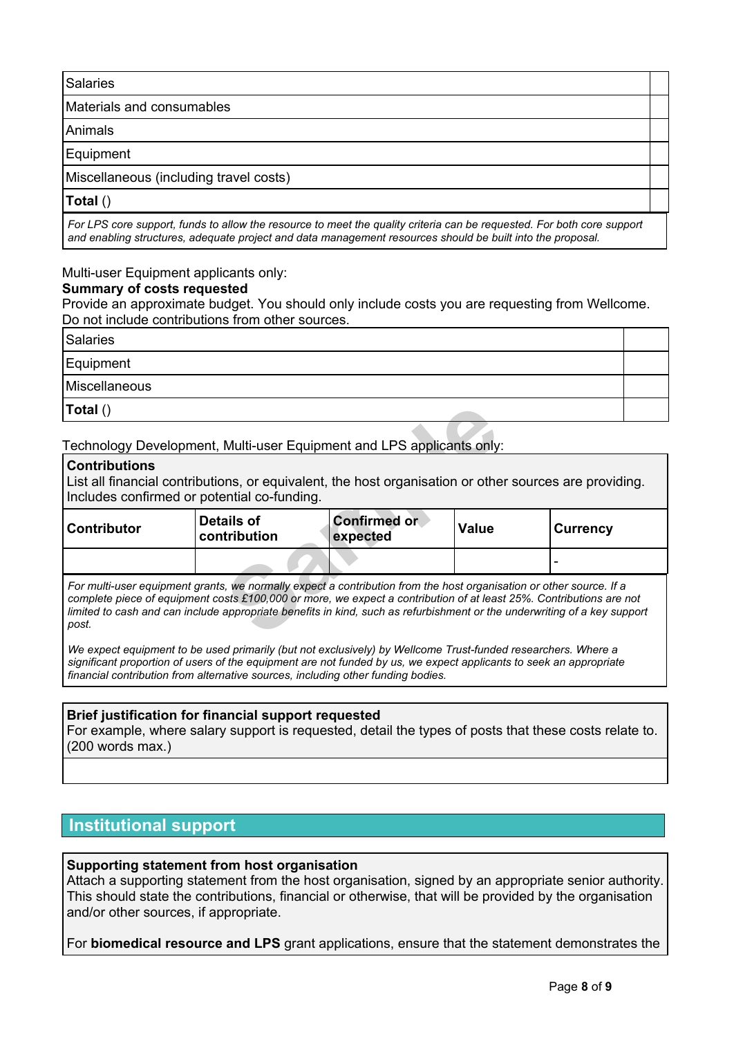| Salaries | |
|---|---|
| Materials and consumables | |
| Animals | |
| Equipment | |
| Miscellaneous (including travel costs) | |
| **Total** () | |

*For LPS core support, funds to allow the resource to meet the quality criteria can be requested. For both core support and enabling structures, adequate project and data management resources should be built into the proposal.*

Multi-user Equipment applicants only:

**Summary of costs requested**

Provide an approximate budget. You should only include costs you are requesting from Wellcome. Do not include contributions from other sources.

| Salaries | |
|---|---|
| Equipment | |
| Miscellaneous | |
| **Total** () | |

Technology Development, Multi-user Equipment and LPS applicants only:

**Contributions**

List all financial contributions, or equivalent, the host organisation or other sources are providing. Includes confirmed or potential co-funding.

| Contributor | Details of contribution | Confirmed or expected | Value | Currency |
|---|---|---|---|---|
| | | | | - |

*For multi-user equipment grants, we normally expect a contribution from the host organisation or other source. If a complete piece of equipment costs £100,000 or more, we expect a contribution of at least 25%. Contributions are not limited to cash and can include appropriate benefits in kind, such as refurbishment or the underwriting of a key support post.*

*We expect equipment to be used primarily (but not exclusively) by Wellcome Trust-funded researchers. Where a significant proportion of users of the equipment are not funded by us, we expect applicants to seek an appropriate financial contribution from alternative sources, including other funding bodies.*

**Brief justification for financial support requested**

For example, where salary support is requested, detail the types of posts that these costs relate to. (200 words max.)

## Institutional support

**Supporting statement from host organisation**

Attach a supporting statement from the host organisation, signed by an appropriate senior authority. This should state the contributions, financial or otherwise, that will be provided by the organisation and/or other sources, if appropriate.

For **biomedical resource and LPS** grant applications, ensure that the statement demonstrates the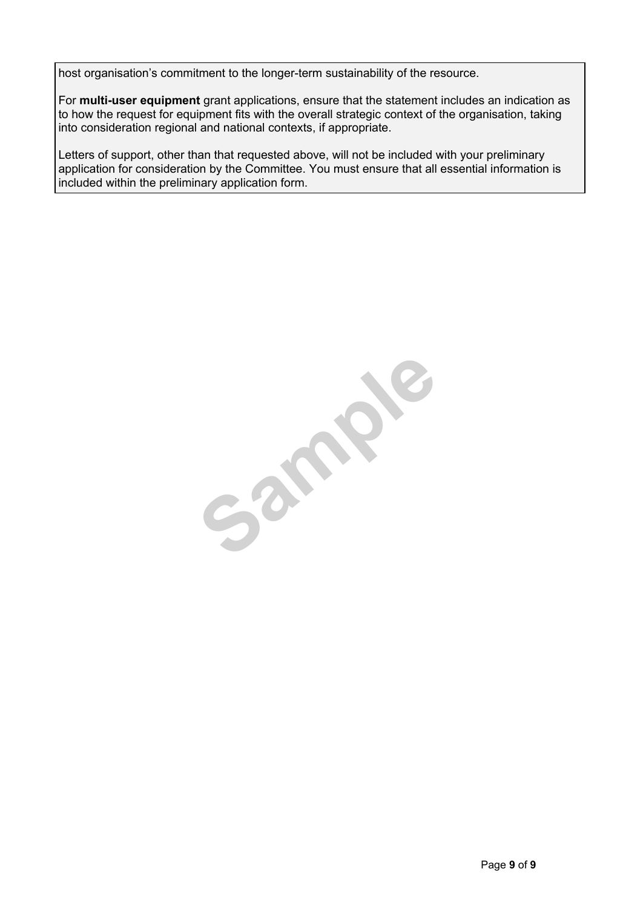host organisation's commitment to the longer-term sustainability of the resource.

For **multi-user equipment** grant applications, ensure that the statement includes an indication as to how the request for equipment fits with the overall strategic context of the organisation, taking into consideration regional and national contexts, if appropriate.

Letters of support, other than that requested above, will not be included with your preliminary application for consideration by the Committee. You must ensure that all essential information is included within the preliminary application form.